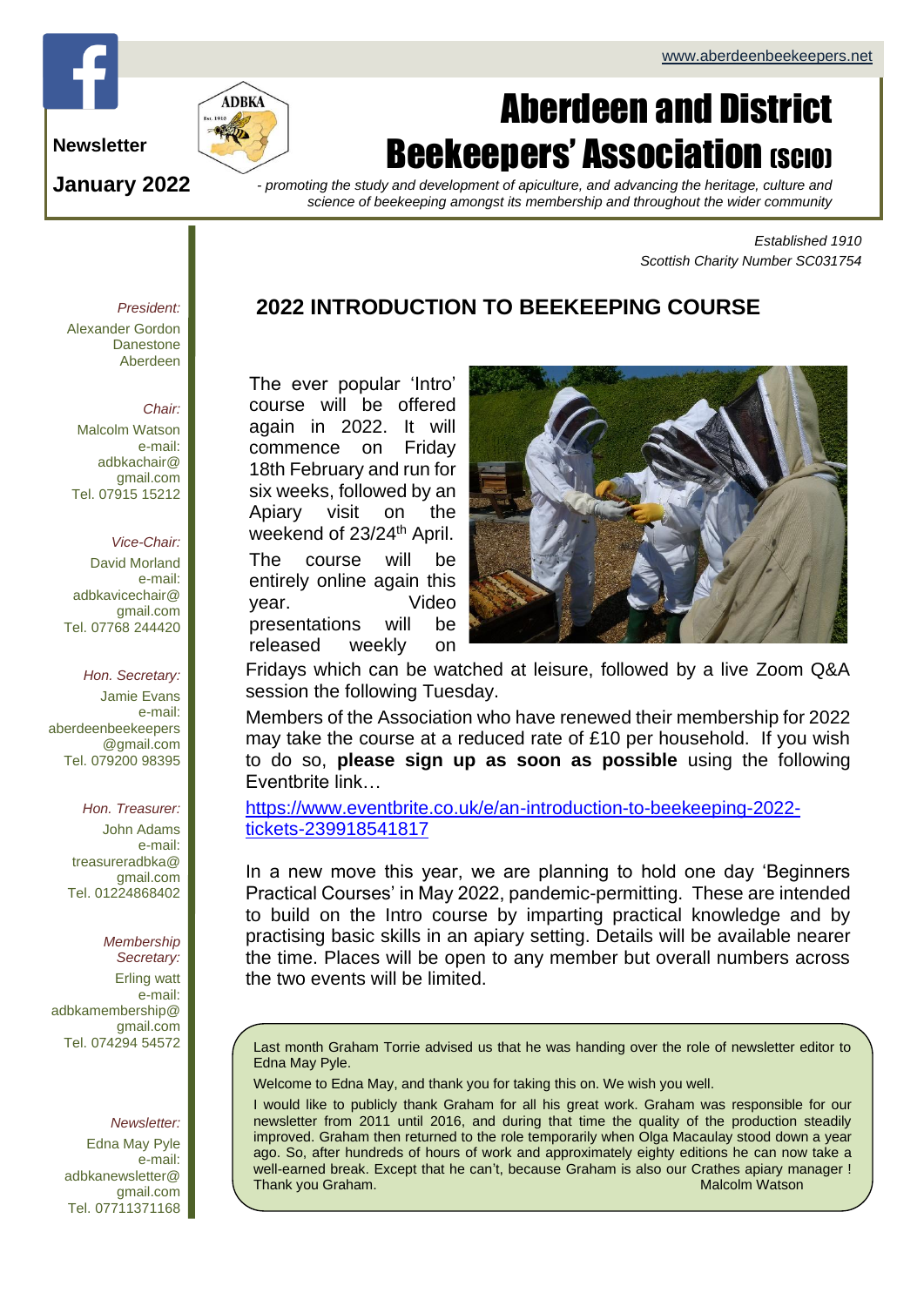www.aberdeenbeekeepers.net

Newsletter

January 2022

# Aberdeen and District Beekeepers' Association (SCIO)

*- promoting the study and development of apiculture, and advancing the heritage, culture and science of beekeeping amongst its membership and throughout the wider community*

*Established 1910*
*Scottish Charity Number SC031754*

*President:*
Alexander Gordon
Danestone
Aberdeen

*Chair:*
Malcolm Watson
e-mail:
adbkachair@gmail.com
Tel. 07915 15212

*Vice-Chair:*
David Morland
e-mail:
adbkavicechair@gmail.com
Tel. 07768 244420

*Hon. Secretary:*
Jamie Evans
e-mail:
aberdeenbeekeepers@gmail.com
Tel. 079200 98395

*Hon. Treasurer:*
John Adams
e-mail:
treasureradbka@gmail.com
Tel. 01224868402

*Membership Secretary:*
Erling watt
e-mail:
adbkamembership@gmail.com
Tel. 074294 54572

*Newsletter:*
Edna May Pyle
e-mail:
adbkanewsletter@gmail.com
Tel. 07711371168

## 2022 INTRODUCTION TO BEEKEEPING COURSE

The ever popular 'Intro' course will be offered again in 2022. It will commence on Friday 18th February and run for six weeks, followed by an Apiary visit on the weekend of 23/24th April.

The course will be entirely online again this year. Video presentations will be released weekly on Fridays which can be watched at leisure, followed by a live Zoom Q&A session the following Tuesday.

Members of the Association who have renewed their membership for 2022 may take the course at a reduced rate of £10 per household. If you wish to do so, **please sign up as soon as possible** using the following Eventbrite link…

https://www.eventbrite.co.uk/e/an-introduction-to-beekeeping-2022-tickets-239918541817

In a new move this year, we are planning to hold one day 'Beginners Practical Courses' in May 2022, pandemic-permitting. These are intended to build on the Intro course by imparting practical knowledge and by practising basic skills in an apiary setting. Details will be available nearer the time. Places will be open to any member but overall numbers across the two events will be limited.

Last month Graham Torrie advised us that he was handing over the role of newsletter editor to Edna May Pyle.

Welcome to Edna May, and thank you for taking this on. We wish you well.

I would like to publicly thank Graham for all his great work. Graham was responsible for our newsletter from 2011 until 2016, and during that time the quality of the production steadily improved. Graham then returned to the role temporarily when Olga Macaulay stood down a year ago. So, after hundreds of hours of work and approximately eighty editions he can now take a well-earned break. Except that he can't, because Graham is also our Crathes apiary manager ! Thank you Graham.

Malcolm Watson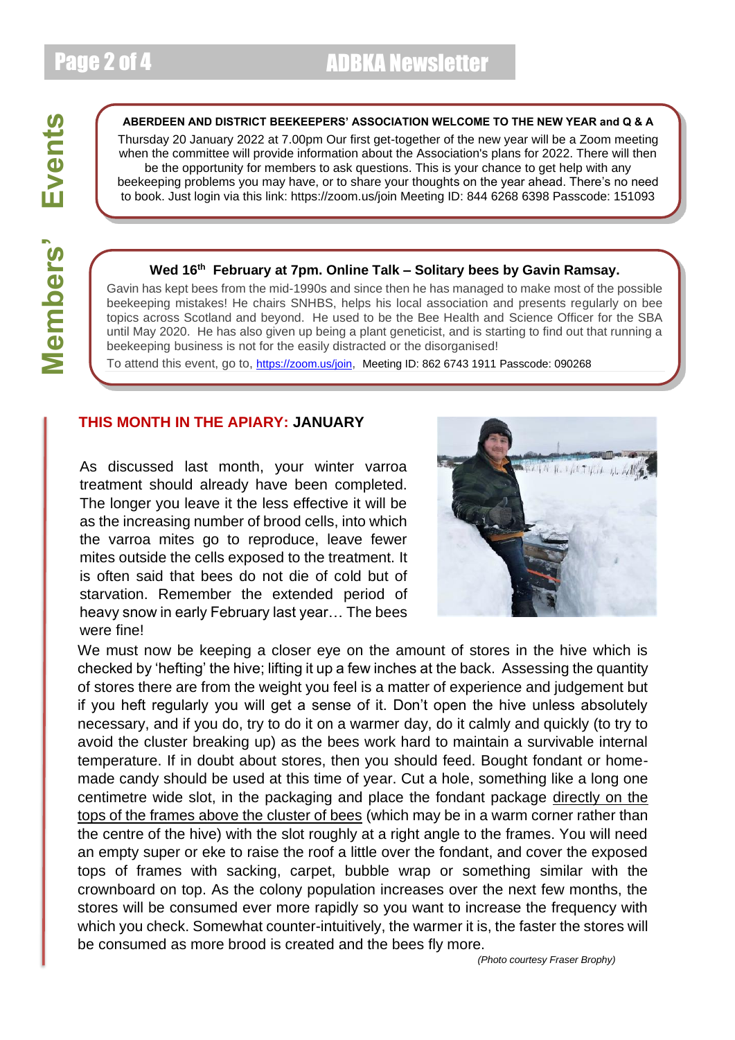# Members' Events

**ABERDEEN AND DISTRICT BEEKEEPERS' ASSOCIATION WELCOME TO THE NEW YEAR and Q & A**

Thursday 20 January 2022 at 7.00pm Our first get-together of the new year will be a Zoom meeting when the committee will provide information about the Association's plans for 2022. There will then be the opportunity for members to ask questions. This is your chance to get help with any beekeeping problems you may have, or to share your thoughts on the year ahead. There's no need to book. Just login via this link: https://zoom.us/join Meeting ID: 844 6268 6398 Passcode: 151093

**Wed 16th February at 7pm. Online Talk – Solitary bees by Gavin Ramsay.**

Gavin has kept bees from the mid-1990s and since then he has managed to make most of the possible beekeeping mistakes! He chairs SNHBS, helps his local association and presents regularly on bee topics across Scotland and beyond. He used to be the Bee Health and Science Officer for the SBA until May 2020. He has also given up being a plant geneticist, and is starting to find out that running a beekeeping business is not for the easily distracted or the disorganised!

To attend this event, go to, https://zoom.us/join, Meeting ID: 862 6743 1911 Passcode: 090268

## THIS MONTH IN THE APIARY: JANUARY

As discussed last month, your winter varroa treatment should already have been completed. The longer you leave it the less effective it will be as the increasing number of brood cells, into which the varroa mites go to reproduce, leave fewer mites outside the cells exposed to the treatment. It is often said that bees do not die of cold but of starvation. Remember the extended period of heavy snow in early February last year… The bees were fine!

We must now be keeping a closer eye on the amount of stores in the hive which is checked by 'hefting' the hive; lifting it up a few inches at the back. Assessing the quantity of stores there are from the weight you feel is a matter of experience and judgement but if you heft regularly you will get a sense of it. Don't open the hive unless absolutely necessary, and if you do, try to do it on a warmer day, do it calmly and quickly (to try to avoid the cluster breaking up) as the bees work hard to maintain a survivable internal temperature. If in doubt about stores, then you should feed. Bought fondant or home-made candy should be used at this time of year. Cut a hole, something like a long one centimetre wide slot, in the packaging and place the fondant package directly on the tops of the frames above the cluster of bees (which may be in a warm corner rather than the centre of the hive) with the slot roughly at a right angle to the frames. You will need an empty super or eke to raise the roof a little over the fondant, and cover the exposed tops of frames with sacking, carpet, bubble wrap or something similar with the crownboard on top. As the colony population increases over the next few months, the stores will be consumed ever more rapidly so you want to increase the frequency with which you check. Somewhat counter-intuitively, the warmer it is, the faster the stores will be consumed as more brood is created and the bees fly more.

*(Photo courtesy Fraser Brophy)*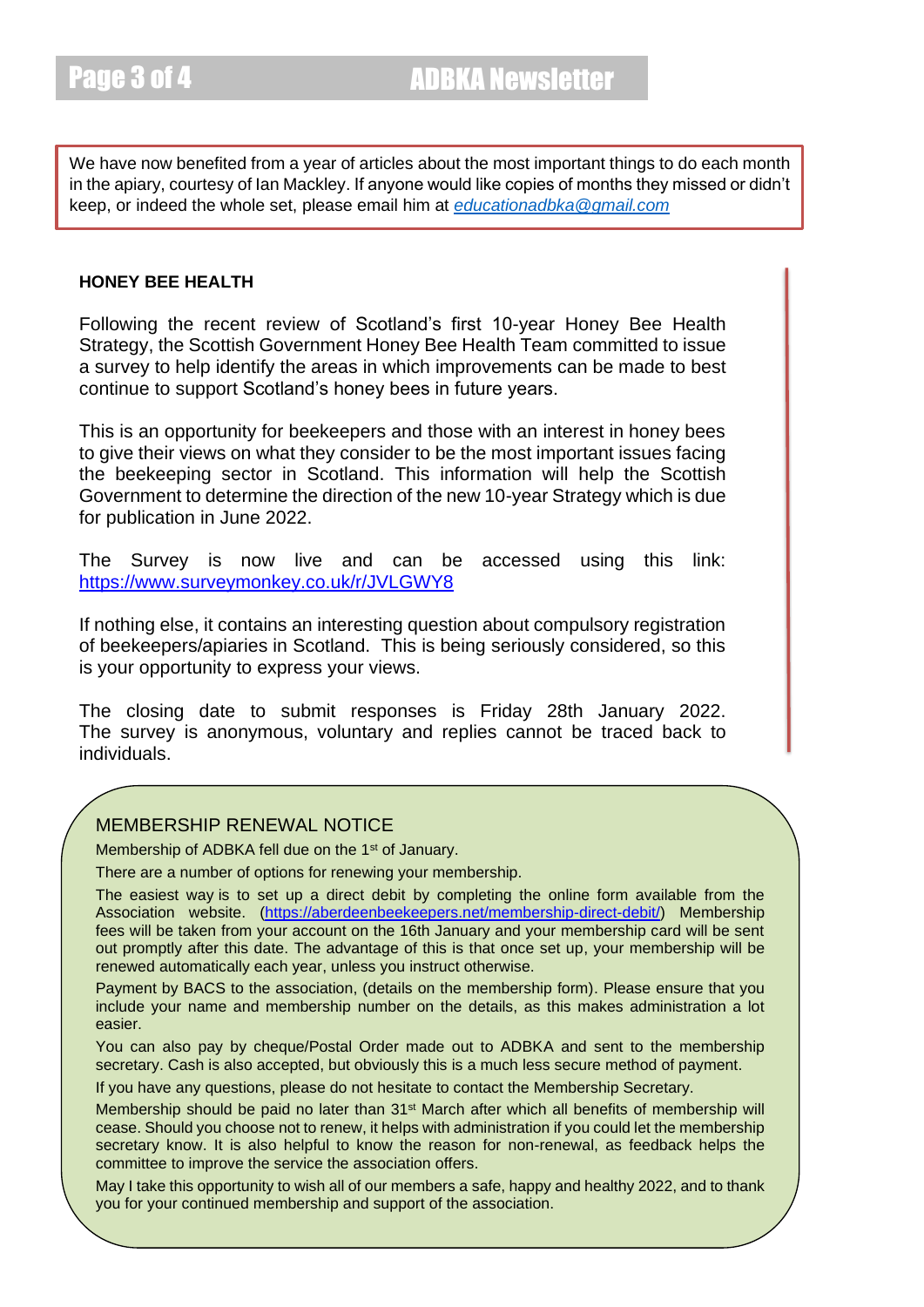We have now benefited from a year of articles about the most important things to do each month in the apiary, courtesy of Ian Mackley. If anyone would like copies of months they missed or didn't keep, or indeed the whole set, please email him at *educationadbka@gmail.com*

## HONEY BEE HEALTH

Following the recent review of Scotland's first 10-year Honey Bee Health Strategy, the Scottish Government Honey Bee Health Team committed to issue a survey to help identify the areas in which improvements can be made to best continue to support Scotland's honey bees in future years.

This is an opportunity for beekeepers and those with an interest in honey bees to give their views on what they consider to be the most important issues facing the beekeeping sector in Scotland. This information will help the Scottish Government to determine the direction of the new 10-year Strategy which is due for publication in June 2022.

The Survey is now live and can be accessed using this link: https://www.surveymonkey.co.uk/r/JVLGWY8

If nothing else, it contains an interesting question about compulsory registration of beekeepers/apiaries in Scotland. This is being seriously considered, so this is your opportunity to express your views.

The closing date to submit responses is Friday 28th January 2022. The survey is anonymous, voluntary and replies cannot be traced back to individuals.

## MEMBERSHIP RENEWAL NOTICE

Membership of ADBKA fell due on the 1st of January.

There are a number of options for renewing your membership.

The easiest way is to set up a direct debit by completing the online form available from the Association website. (https://aberdeenbeekeepers.net/membership-direct-debit/) Membership fees will be taken from your account on the 16th January and your membership card will be sent out promptly after this date. The advantage of this is that once set up, your membership will be renewed automatically each year, unless you instruct otherwise.

Payment by BACS to the association, (details on the membership form). Please ensure that you include your name and membership number on the details, as this makes administration a lot easier.

You can also pay by cheque/Postal Order made out to ADBKA and sent to the membership secretary. Cash is also accepted, but obviously this is a much less secure method of payment.

If you have any questions, please do not hesitate to contact the Membership Secretary.

Membership should be paid no later than 31st March after which all benefits of membership will cease. Should you choose not to renew, it helps with administration if you could let the membership secretary know. It is also helpful to know the reason for non-renewal, as feedback helps the committee to improve the service the association offers.

May I take this opportunity to wish all of our members a safe, happy and healthy 2022, and to thank you for your continued membership and support of the association.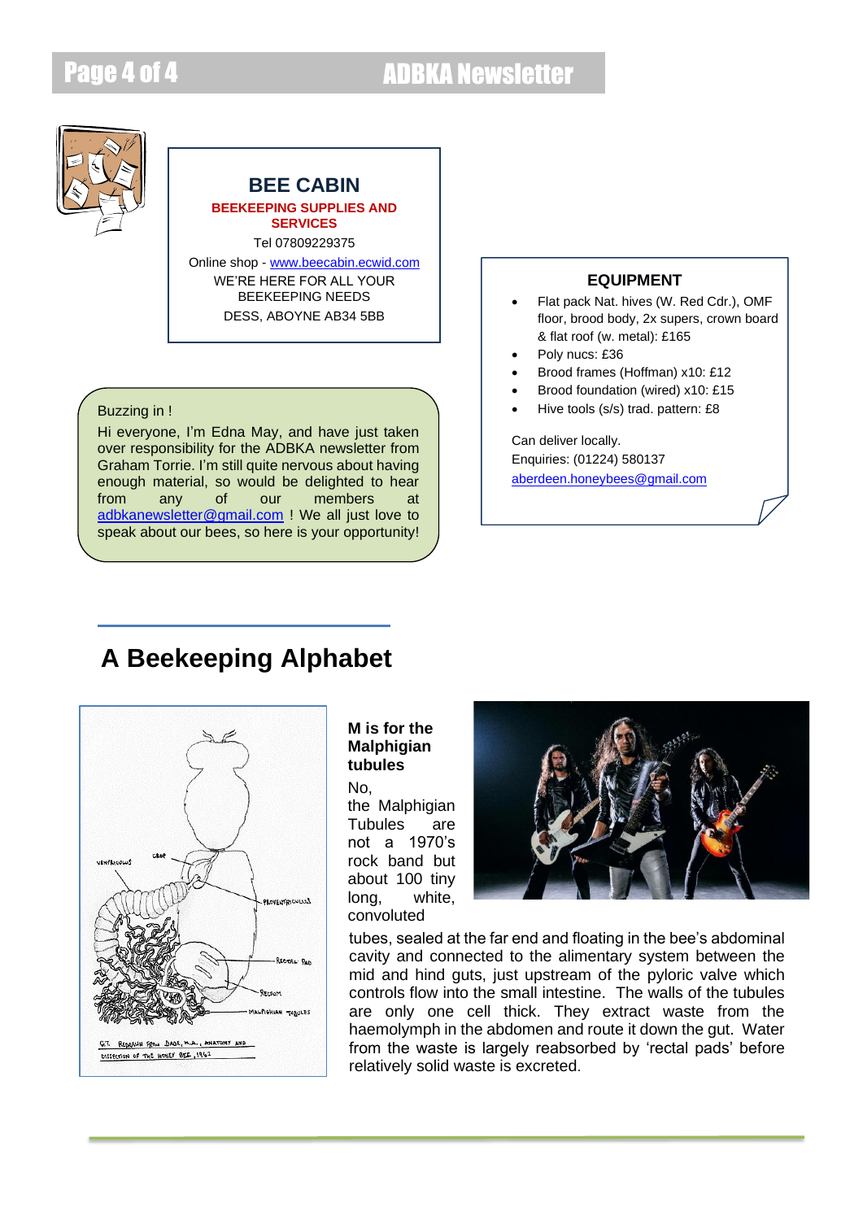**BEE CABIN**

**BEEKEEPING SUPPLIES AND SERVICES**

Tel 07809229375

Online shop - www.beecabin.ecwid.com

WE'RE HERE FOR ALL YOUR BEEKEEPING NEEDS

DESS, ABOYNE AB34 5BB

Buzzing in !

Hi everyone, I'm Edna May, and have just taken over responsibility for the ADBKA newsletter from Graham Torrie. I'm still quite nervous about having enough material, so would be delighted to hear from any of our members at adbkanewsletter@gmail.com ! We all just love to speak about our bees, so here is your opportunity!

**EQUIPMENT**

- Flat pack Nat. hives (W. Red Cdr.), OMF floor, brood body, 2x supers, crown board & flat roof (w. metal): £165
- Poly nucs: £36
- Brood frames (Hoffman) x10: £12
- Brood foundation (wired) x10: £15
- Hive tools (s/s) trad. pattern: £8

Can deliver locally.

Enquiries: (01224) 580137

aberdeen.honeybees@gmail.com

## A Beekeeping Alphabet

VENTRICULUS

CROP

PROVENTRICULUS

RECTAL PAD

RECTUM

MALPIGHIAN TUBULES

G.T. REDRAWN FROM DADE, H.A., ANATOMY AND DISSECTION OF THE HONEY BEE, 1962

**M is for the Malphigian tubules**

No, the Malphigian Tubules are not a 1970's rock band but about 100 tiny long, white, convoluted tubes, sealed at the far end and floating in the bee's abdominal cavity and connected to the alimentary system between the mid and hind guts, just upstream of the pyloric valve which controls flow into the small intestine. The walls of the tubules are only one cell thick. They extract waste from the haemolymph in the abdomen and route it down the gut. Water from the waste is largely reabsorbed by 'rectal pads' before relatively solid waste is excreted.